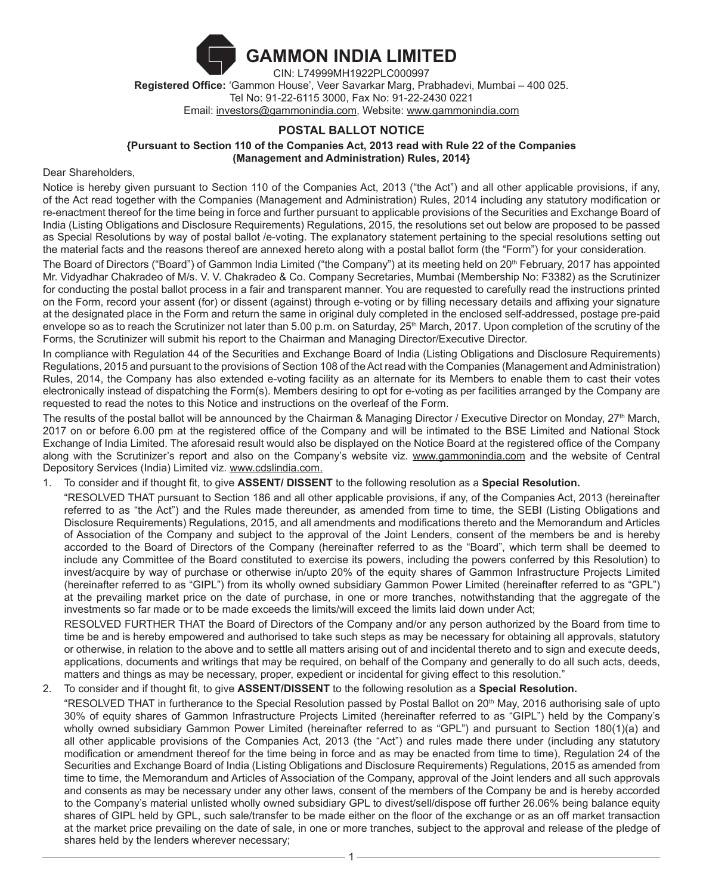# GAMMON INDIA LIMITED

CIN: L74999MH1922PLC000997

**Registered Office:** 'Gammon House', Veer Savarkar Marg, Prabhadevi, Mumbai – 400 025.

Tel No: 91-22-6115 3000, Fax No: 91-22-2430 0221

Email: investors@gammonindia.com, Website: www.gammonindia.com

## POSTAL BALLOT NOTICE

**{Pursuant to Section 110 of the Companies Act, 2013 read with Rule 22 of the Companies (Management and Administration) Rules, 2014}**

Dear Shareholders,

Notice is hereby given pursuant to Section 110 of the Companies Act, 2013 ("the Act") and all other applicable provisions, if any, of the Act read together with the Companies (Management and Administration) Rules, 2014 including any statutory modification or re-enactment thereof for the time being in force and further pursuant to applicable provisions of the Securities and Exchange Board of India (Listing Obligations and Disclosure Requirements) Regulations, 2015, the resolutions set out below are proposed to be passed as Special Resolutions by way of postal ballot /e-voting. The explanatory statement pertaining to the special resolutions setting out the material facts and the reasons thereof are annexed hereto along with a postal ballot form (the "Form") for your consideration.

The Board of Directors ("Board") of Gammon India Limited ("the Company") at its meeting held on 20th February, 2017 has appointed Mr. Vidyadhar Chakradeo of M/s. V. V. Chakradeo & Co. Company Secretaries, Mumbai (Membership No: F3382) as the Scrutinizer for conducting the postal ballot process in a fair and transparent manner. You are requested to carefully read the instructions printed on the Form, record your assent (for) or dissent (against) through e-voting or by filling necessary details and affixing your signature at the designated place in the Form and return the same in original duly completed in the enclosed self-addressed, postage pre-paid envelope so as to reach the Scrutinizer not later than 5.00 p.m. on Saturday, 25th March, 2017. Upon completion of the scrutiny of the Forms, the Scrutinizer will submit his report to the Chairman and Managing Director/Executive Director.

In compliance with Regulation 44 of the Securities and Exchange Board of India (Listing Obligations and Disclosure Requirements) Regulations, 2015 and pursuant to the provisions of Section 108 of the Act read with the Companies (Management and Administration) Rules, 2014, the Company has also extended e-voting facility as an alternate for its Members to enable them to cast their votes electronically instead of dispatching the Form(s). Members desiring to opt for e-voting as per facilities arranged by the Company are requested to read the notes to this Notice and instructions on the overleaf of the Form.

The results of the postal ballot will be announced by the Chairman & Managing Director / Executive Director on Monday, 27th March, 2017 on or before 6.00 pm at the registered office of the Company and will be intimated to the BSE Limited and National Stock Exchange of India Limited. The aforesaid result would also be displayed on the Notice Board at the registered office of the Company along with the Scrutinizer's report and also on the Company's website viz. www.gammonindia.com and the website of Central Depository Services (India) Limited viz. www.cdslindia.com.

1. To consider and if thought fit, to give **ASSENT/ DISSENT** to the following resolution as a **Special Resolution.**

   "RESOLVED THAT pursuant to Section 186 and all other applicable provisions, if any, of the Companies Act, 2013 (hereinafter referred to as "the Act") and the Rules made thereunder, as amended from time to time, the SEBI (Listing Obligations and Disclosure Requirements) Regulations, 2015, and all amendments and modifications thereto and the Memorandum and Articles of Association of the Company and subject to the approval of the Joint Lenders, consent of the members be and is hereby accorded to the Board of Directors of the Company (hereinafter referred to as the "Board", which term shall be deemed to include any Committee of the Board constituted to exercise its powers, including the powers conferred by this Resolution) to invest/acquire by way of purchase or otherwise in/upto 20% of the equity shares of Gammon Infrastructure Projects Limited (hereinafter referred to as "GIPL") from its wholly owned subsidiary Gammon Power Limited (hereinafter referred to as "GPL") at the prevailing market price on the date of purchase, in one or more tranches, notwithstanding that the aggregate of the investments so far made or to be made exceeds the limits/will exceed the limits laid down under Act;

   RESOLVED FURTHER THAT the Board of Directors of the Company and/or any person authorized by the Board from time to time be and is hereby empowered and authorised to take such steps as may be necessary for obtaining all approvals, statutory or otherwise, in relation to the above and to settle all matters arising out of and incidental thereto and to sign and execute deeds, applications, documents and writings that may be required, on behalf of the Company and generally to do all such acts, deeds, matters and things as may be necessary, proper, expedient or incidental for giving effect to this resolution."

2. To consider and if thought fit, to give **ASSENT/DISSENT** to the following resolution as a **Special Resolution.**

   "RESOLVED THAT in furtherance to the Special Resolution passed by Postal Ballot on 20th May, 2016 authorising sale of upto 30% of equity shares of Gammon Infrastructure Projects Limited (hereinafter referred to as "GIPL") held by the Company's wholly owned subsidiary Gammon Power Limited (hereinafter referred to as "GPL") and pursuant to Section 180(1)(a) and all other applicable provisions of the Companies Act, 2013 (the "Act") and rules made there under (including any statutory modification or amendment thereof for the time being in force and as may be enacted from time to time), Regulation 24 of the Securities and Exchange Board of India (Listing Obligations and Disclosure Requirements) Regulations, 2015 as amended from time to time, the Memorandum and Articles of Association of the Company, approval of the Joint lenders and all such approvals and consents as may be necessary under any other laws, consent of the members of the Company be and is hereby accorded to the Company's material unlisted wholly owned subsidiary GPL to divest/sell/dispose off further 26.06% being balance equity shares of GIPL held by GPL, such sale/transfer to be made either on the floor of the exchange or as an off market transaction at the market price prevailing on the date of sale, in one or more tranches, subject to the approval and release of the pledge of shares held by the lenders wherever necessary;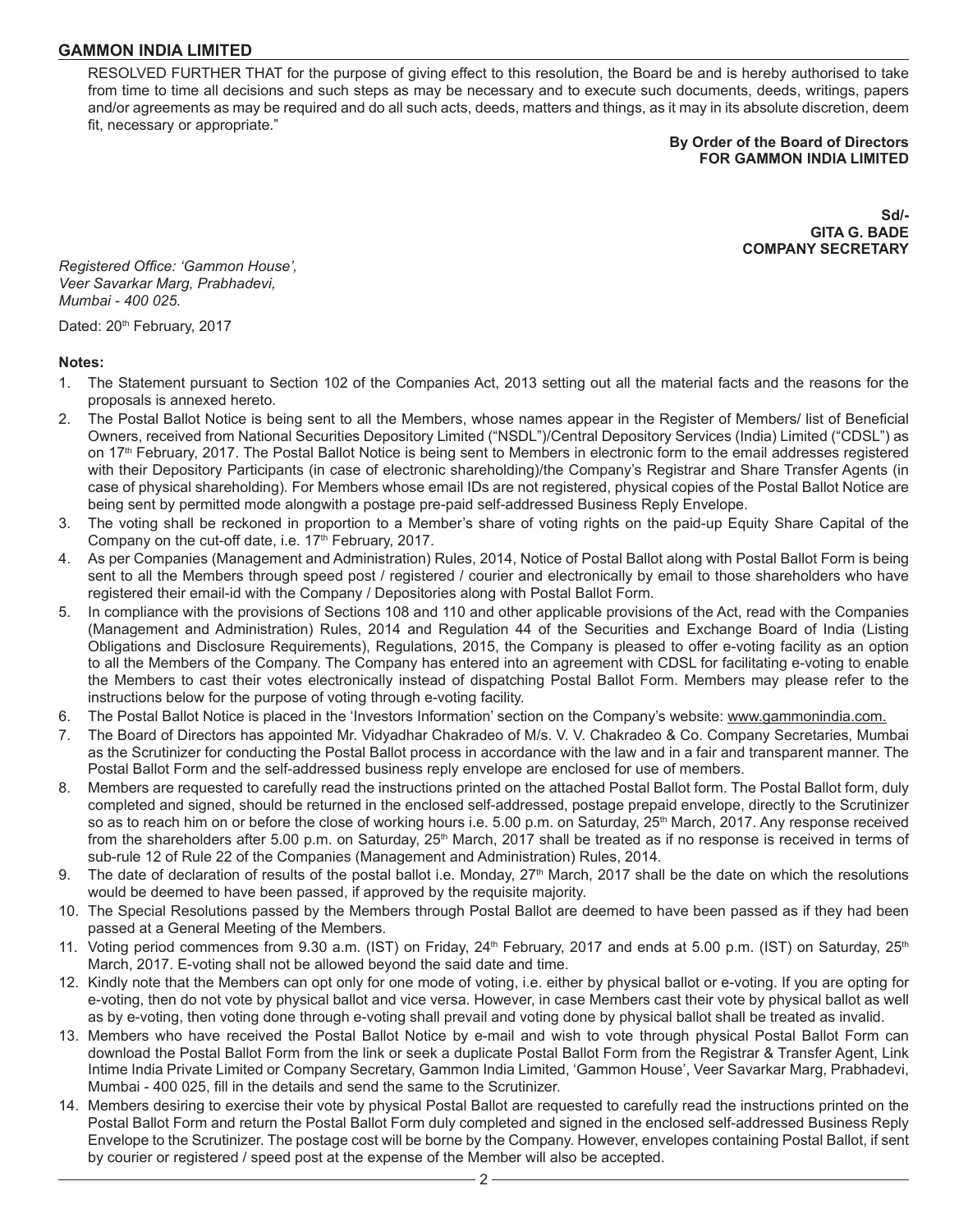RESOLVED FURTHER THAT for the purpose of giving effect to this resolution, the Board be and is hereby authorised to take from time to time all decisions and such steps as may be necessary and to execute such documents, deeds, writings, papers and/or agreements as may be required and do all such acts, deeds, matters and things, as it may in its absolute discretion, deem fit, necessary or appropriate."

**By Order of the Board of Directors**
**FOR GAMMON INDIA LIMITED**

**Sd/-**
**GITA G. BADE**
**COMPANY SECRETARY**

*Registered Office: 'Gammon House',*
*Veer Savarkar Marg, Prabhadevi,*
*Mumbai - 400 025.*

Dated: 20th February, 2017

**Notes:**

1. The Statement pursuant to Section 102 of the Companies Act, 2013 setting out all the material facts and the reasons for the proposals is annexed hereto.
2. The Postal Ballot Notice is being sent to all the Members, whose names appear in the Register of Members/ list of Beneficial Owners, received from National Securities Depository Limited ("NSDL")/Central Depository Services (India) Limited ("CDSL") as on 17th February, 2017. The Postal Ballot Notice is being sent to Members in electronic form to the email addresses registered with their Depository Participants (in case of electronic shareholding)/the Company's Registrar and Share Transfer Agents (in case of physical shareholding). For Members whose email IDs are not registered, physical copies of the Postal Ballot Notice are being sent by permitted mode alongwith a postage pre-paid self-addressed Business Reply Envelope.
3. The voting shall be reckoned in proportion to a Member's share of voting rights on the paid-up Equity Share Capital of the Company on the cut-off date, i.e. 17th February, 2017.
4. As per Companies (Management and Administration) Rules, 2014, Notice of Postal Ballot along with Postal Ballot Form is being sent to all the Members through speed post / registered / courier and electronically by email to those shareholders who have registered their email-id with the Company / Depositories along with Postal Ballot Form.
5. In compliance with the provisions of Sections 108 and 110 and other applicable provisions of the Act, read with the Companies (Management and Administration) Rules, 2014 and Regulation 44 of the Securities and Exchange Board of India (Listing Obligations and Disclosure Requirements), Regulations, 2015, the Company is pleased to offer e-voting facility as an option to all the Members of the Company. The Company has entered into an agreement with CDSL for facilitating e-voting to enable the Members to cast their votes electronically instead of dispatching Postal Ballot Form. Members may please refer to the instructions below for the purpose of voting through e-voting facility.
6. The Postal Ballot Notice is placed in the 'Investors Information' section on the Company's website: www.gammonindia.com.
7. The Board of Directors has appointed Mr. Vidyadhar Chakradeo of M/s. V. V. Chakradeo & Co. Company Secretaries, Mumbai as the Scrutinizer for conducting the Postal Ballot process in accordance with the law and in a fair and transparent manner. The Postal Ballot Form and the self-addressed business reply envelope are enclosed for use of members.
8. Members are requested to carefully read the instructions printed on the attached Postal Ballot form. The Postal Ballot form, duly completed and signed, should be returned in the enclosed self-addressed, postage prepaid envelope, directly to the Scrutinizer so as to reach him on or before the close of working hours i.e. 5.00 p.m. on Saturday, 25th March, 2017. Any response received from the shareholders after 5.00 p.m. on Saturday, 25th March, 2017 shall be treated as if no response is received in terms of sub-rule 12 of Rule 22 of the Companies (Management and Administration) Rules, 2014.
9. The date of declaration of results of the postal ballot i.e. Monday, 27th March, 2017 shall be the date on which the resolutions would be deemed to have been passed, if approved by the requisite majority.
10. The Special Resolutions passed by the Members through Postal Ballot are deemed to have been passed as if they had been passed at a General Meeting of the Members.
11. Voting period commences from 9.30 a.m. (IST) on Friday, 24th February, 2017 and ends at 5.00 p.m. (IST) on Saturday, 25th March, 2017. E-voting shall not be allowed beyond the said date and time.
12. Kindly note that the Members can opt only for one mode of voting, i.e. either by physical ballot or e-voting. If you are opting for e-voting, then do not vote by physical ballot and vice versa. However, in case Members cast their vote by physical ballot as well as by e-voting, then voting done through e-voting shall prevail and voting done by physical ballot shall be treated as invalid.
13. Members who have received the Postal Ballot Notice by e-mail and wish to vote through physical Postal Ballot Form can download the Postal Ballot Form from the link or seek a duplicate Postal Ballot Form from the Registrar & Transfer Agent, Link Intime India Private Limited or Company Secretary, Gammon India Limited, 'Gammon House', Veer Savarkar Marg, Prabhadevi, Mumbai - 400 025, fill in the details and send the same to the Scrutinizer.
14. Members desiring to exercise their vote by physical Postal Ballot are requested to carefully read the instructions printed on the Postal Ballot Form and return the Postal Ballot Form duly completed and signed in the enclosed self-addressed Business Reply Envelope to the Scrutinizer. The postage cost will be borne by the Company. However, envelopes containing Postal Ballot, if sent by courier or registered / speed post at the expense of the Member will also be accepted.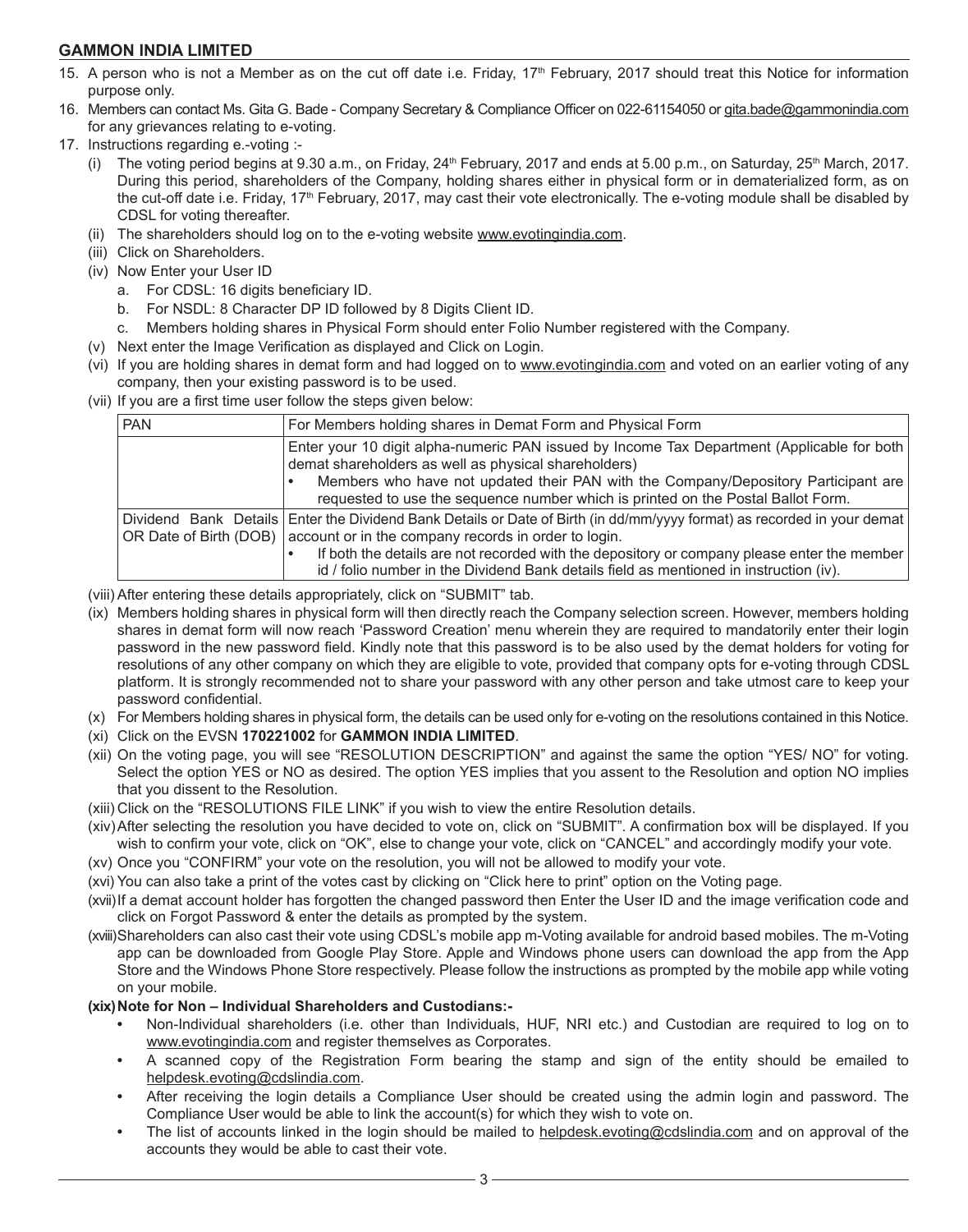15. A person who is not a Member as on the cut off date i.e. Friday, 17th February, 2017 should treat this Notice for information purpose only.
16. Members can contact Ms. Gita G. Bade - Company Secretary & Compliance Officer on 022-61154050 or gita.bade@gammonindia.com for any grievances relating to e-voting.
17. Instructions regarding e.-voting :-
    (i) The voting period begins at 9.30 a.m., on Friday, 24th February, 2017 and ends at 5.00 p.m., on Saturday, 25th March, 2017. During this period, shareholders of the Company, holding shares either in physical form or in dematerialized form, as on the cut-off date i.e. Friday, 17th February, 2017, may cast their vote electronically. The e-voting module shall be disabled by CDSL for voting thereafter.
    (ii) The shareholders should log on to the e-voting website www.evotingindia.com.
    (iii) Click on Shareholders.
    (iv) Now Enter your User ID
        a. For CDSL: 16 digits beneficiary ID.
        b. For NSDL: 8 Character DP ID followed by 8 Digits Client ID.
        c. Members holding shares in Physical Form should enter Folio Number registered with the Company.
    (v) Next enter the Image Verification as displayed and Click on Login.
    (vi) If you are holding shares in demat form and had logged on to www.evotingindia.com and voted on an earlier voting of any company, then your existing password is to be used.
    (vii) If you are a first time user follow the steps given below:

| PAN | For Members holding shares in Demat Form and Physical Form |
|---|---|
| | Enter your 10 digit alpha-numeric PAN issued by Income Tax Department (Applicable for both demat shareholders as well as physical shareholders)<br>• Members who have not updated their PAN with the Company/Depository Participant are requested to use the sequence number which is printed on the Postal Ballot Form. |
| Dividend Bank Details OR Date of Birth (DOB) | Enter the Dividend Bank Details or Date of Birth (in dd/mm/yyyy format) as recorded in your demat account or in the company records in order to login.<br>• If both the details are not recorded with the depository or company please enter the member id / folio number in the Dividend Bank details field as mentioned in instruction (iv). |

    (viii) After entering these details appropriately, click on "SUBMIT" tab.
    (ix) Members holding shares in physical form will then directly reach the Company selection screen. However, members holding shares in demat form will now reach 'Password Creation' menu wherein they are required to mandatorily enter their login password in the new password field. Kindly note that this password is to be also used by the demat holders for voting for resolutions of any other company on which they are eligible to vote, provided that company opts for e-voting through CDSL platform. It is strongly recommended not to share your password with any other person and take utmost care to keep your password confidential.
    (x) For Members holding shares in physical form, the details can be used only for e-voting on the resolutions contained in this Notice.
    (xi) Click on the EVSN **170221002** for **GAMMON INDIA LIMITED**.
    (xii) On the voting page, you will see "RESOLUTION DESCRIPTION" and against the same the option "YES/ NO" for voting. Select the option YES or NO as desired. The option YES implies that you assent to the Resolution and option NO implies that you dissent to the Resolution.
    (xiii) Click on the "RESOLUTIONS FILE LINK" if you wish to view the entire Resolution details.
    (xiv) After selecting the resolution you have decided to vote on, click on "SUBMIT". A confirmation box will be displayed. If you wish to confirm your vote, click on "OK", else to change your vote, click on "CANCEL" and accordingly modify your vote.
    (xv) Once you "CONFIRM" your vote on the resolution, you will not be allowed to modify your vote.
    (xvi) You can also take a print of the votes cast by clicking on "Click here to print" option on the Voting page.
    (xvii) If a demat account holder has forgotten the changed password then Enter the User ID and the image verification code and click on Forgot Password & enter the details as prompted by the system.
    (xviii) Shareholders can also cast their vote using CDSL's mobile app m-Voting available for android based mobiles. The m-Voting app can be downloaded from Google Play Store. Apple and Windows phone users can download the app from the App Store and the Windows Phone Store respectively. Please follow the instructions as prompted by the mobile app while voting on your mobile.
    **(xix) Note for Non – Individual Shareholders and Custodians:-**
    - Non-Individual shareholders (i.e. other than Individuals, HUF, NRI etc.) and Custodian are required to log on to www.evotingindia.com and register themselves as Corporates.
    - A scanned copy of the Registration Form bearing the stamp and sign of the entity should be emailed to helpdesk.evoting@cdslindia.com.
    - After receiving the login details a Compliance User should be created using the admin login and password. The Compliance User would be able to link the account(s) for which they wish to vote on.
    - The list of accounts linked in the login should be mailed to helpdesk.evoting@cdslindia.com and on approval of the accounts they would be able to cast their vote.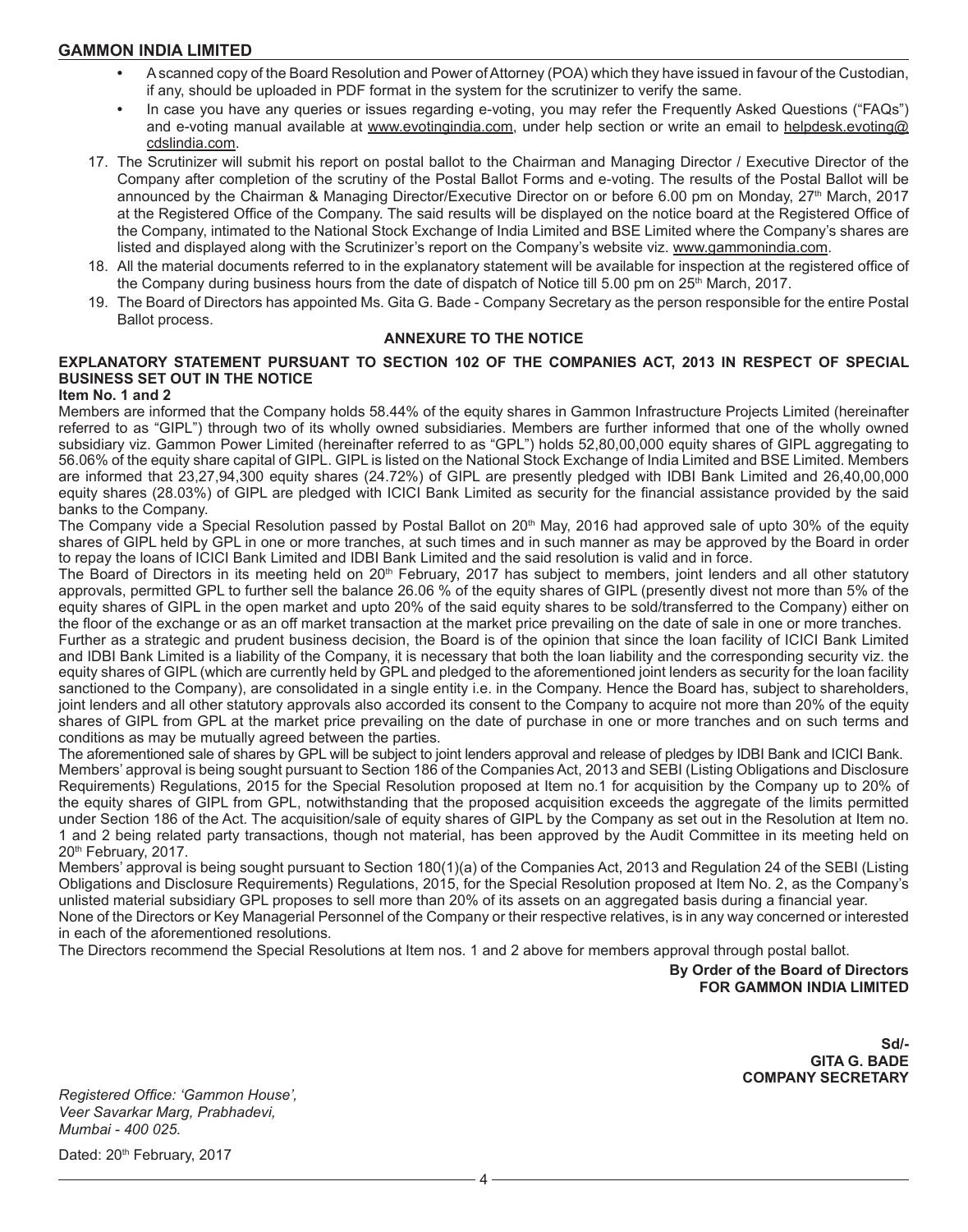- A scanned copy of the Board Resolution and Power of Attorney (POA) which they have issued in favour of the Custodian, if any, should be uploaded in PDF format in the system for the scrutinizer to verify the same.
- In case you have any queries or issues regarding e-voting, you may refer the Frequently Asked Questions ("FAQs") and e-voting manual available at www.evotingindia.com, under help section or write an email to helpdesk.evoting@cdslindia.com.

17. The Scrutinizer will submit his report on postal ballot to the Chairman and Managing Director / Executive Director of the Company after completion of the scrutiny of the Postal Ballot Forms and e-voting. The results of the Postal Ballot will be announced by the Chairman & Managing Director/Executive Director on or before 6.00 pm on Monday, 27th March, 2017 at the Registered Office of the Company. The said results will be displayed on the notice board at the Registered Office of the Company, intimated to the National Stock Exchange of India Limited and BSE Limited where the Company's shares are listed and displayed along with the Scrutinizer's report on the Company's website viz. www.gammonindia.com.
18. All the material documents referred to in the explanatory statement will be available for inspection at the registered office of the Company during business hours from the date of dispatch of Notice till 5.00 pm on 25th March, 2017.
19. The Board of Directors has appointed Ms. Gita G. Bade - Company Secretary as the person responsible for the entire Postal Ballot process.

## ANNEXURE TO THE NOTICE

### EXPLANATORY STATEMENT PURSUANT TO SECTION 102 OF THE COMPANIES ACT, 2013 IN RESPECT OF SPECIAL BUSINESS SET OUT IN THE NOTICE

**Item No. 1 and 2**

Members are informed that the Company holds 58.44% of the equity shares in Gammon Infrastructure Projects Limited (hereinafter referred to as "GIPL") through two of its wholly owned subsidiaries. Members are further informed that one of the wholly owned subsidiary viz. Gammon Power Limited (hereinafter referred to as "GPL") holds 52,80,00,000 equity shares of GIPL aggregating to 56.06% of the equity share capital of GIPL. GIPL is listed on the National Stock Exchange of India Limited and BSE Limited. Members are informed that 23,27,94,300 equity shares (24.72%) of GIPL are presently pledged with IDBI Bank Limited and 26,40,00,000 equity shares (28.03%) of GIPL are pledged with ICICI Bank Limited as security for the financial assistance provided by the said banks to the Company.

The Company vide a Special Resolution passed by Postal Ballot on 20th May, 2016 had approved sale of upto 30% of the equity shares of GIPL held by GPL in one or more tranches, at such times and in such manner as may be approved by the Board in order to repay the loans of ICICI Bank Limited and IDBI Bank Limited and the said resolution is valid and in force.

The Board of Directors in its meeting held on 20th February, 2017 has subject to members, joint lenders and all other statutory approvals, permitted GPL to further sell the balance 26.06 % of the equity shares of GIPL (presently divest not more than 5% of the equity shares of GIPL in the open market and upto 20% of the said equity shares to be sold/transferred to the Company) either on the floor of the exchange or as an off market transaction at the market price prevailing on the date of sale in one or more tranches.

Further as a strategic and prudent business decision, the Board is of the opinion that since the loan facility of ICICI Bank Limited and IDBI Bank Limited is a liability of the Company, it is necessary that both the loan liability and the corresponding security viz. the equity shares of GIPL (which are currently held by GPL and pledged to the aforementioned joint lenders as security for the loan facility sanctioned to the Company), are consolidated in a single entity i.e. in the Company. Hence the Board has, subject to shareholders, joint lenders and all other statutory approvals also accorded its consent to the Company to acquire not more than 20% of the equity shares of GIPL from GPL at the market price prevailing on the date of purchase in one or more tranches and on such terms and conditions as may be mutually agreed between the parties.

The aforementioned sale of shares by GPL will be subject to joint lenders approval and release of pledges by IDBI Bank and ICICI Bank.

Members' approval is being sought pursuant to Section 186 of the Companies Act, 2013 and SEBI (Listing Obligations and Disclosure Requirements) Regulations, 2015 for the Special Resolution proposed at Item no.1 for acquisition by the Company up to 20% of the equity shares of GIPL from GPL, notwithstanding that the proposed acquisition exceeds the aggregate of the limits permitted under Section 186 of the Act. The acquisition/sale of equity shares of GIPL by the Company as set out in the Resolution at Item no. 1 and 2 being related party transactions, though not material, has been approved by the Audit Committee in its meeting held on 20th February, 2017.

Members' approval is being sought pursuant to Section 180(1)(a) of the Companies Act, 2013 and Regulation 24 of the SEBI (Listing Obligations and Disclosure Requirements) Regulations, 2015, for the Special Resolution proposed at Item No. 2, as the Company's unlisted material subsidiary GPL proposes to sell more than 20% of its assets on an aggregated basis during a financial year.

None of the Directors or Key Managerial Personnel of the Company or their respective relatives, is in any way concerned or interested in each of the aforementioned resolutions.

The Directors recommend the Special Resolutions at Item nos. 1 and 2 above for members approval through postal ballot.

**By Order of the Board of Directors**
**FOR GAMMON INDIA LIMITED**

**Sd/-**
**GITA G. BADE**
**COMPANY SECRETARY**

*Registered Office: 'Gammon House',*
*Veer Savarkar Marg, Prabhadevi,*
*Mumbai - 400 025.*

Dated: 20th February, 2017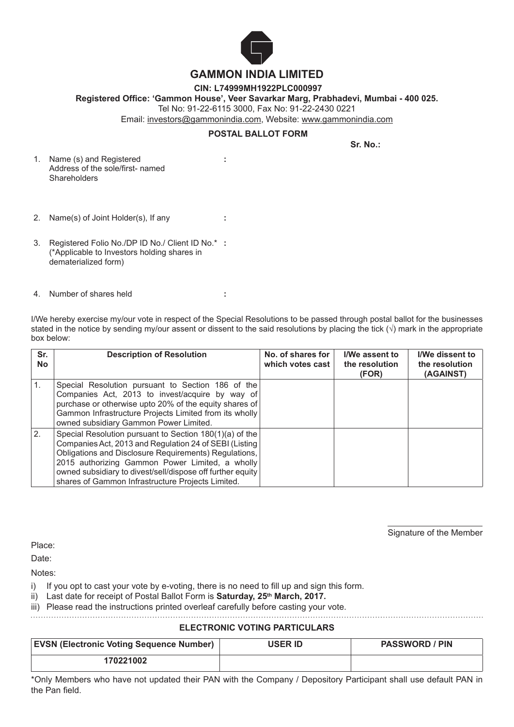# GAMMON INDIA LIMITED

**CIN: L74999MH1922PLC000997**

**Registered Office: 'Gammon House', Veer Savarkar Marg, Prabhadevi, Mumbai - 400 025.**

Tel No: 91-22-6115 3000, Fax No: 91-22-2430 0221

Email: investors@gammonindia.com, Website: www.gammonindia.com

## POSTAL BALLOT FORM

**Sr. No.:**

1. Name (s) and Registered Address of the sole/first- named Shareholders :

2. Name(s) of Joint Holder(s), If any :

3. Registered Folio No./DP ID No./ Client ID No.* : (*Applicable to Investors holding shares in dematerialized form)

4. Number of shares held :

I/We hereby exercise my/our vote in respect of the Special Resolutions to be passed through postal ballot for the businesses stated in the notice by sending my/our assent or dissent to the said resolutions by placing the tick (√) mark in the appropriate box below:

| Sr. No | Description of Resolution | No. of shares for which votes cast | I/We assent to the resolution (FOR) | I/We dissent to the resolution (AGAINST) |
|---|---|---|---|---|
| 1. | Special Resolution pursuant to Section 186 of the Companies Act, 2013 to invest/acquire by way of purchase or otherwise upto 20% of the equity shares of Gammon Infrastructure Projects Limited from its wholly owned subsidiary Gammon Power Limited. | | | |
| 2. | Special Resolution pursuant to Section 180(1)(a) of the Companies Act, 2013 and Regulation 24 of SEBI (Listing Obligations and Disclosure Requirements) Regulations, 2015 authorizing Gammon Power Limited, a wholly owned subsidiary to divest/sell/dispose off further equity shares of Gammon Infrastructure Projects Limited. | | | |

Signature of the Member

Place:

Date:

Notes:

i) If you opt to cast your vote by e-voting, there is no need to fill up and sign this form.

ii) Last date for receipt of Postal Ballot Form is **Saturday, 25th March, 2017.**

iii) Please read the instructions printed overleaf carefully before casting your vote.

### ELECTRONIC VOTING PARTICULARS

| EVSN (Electronic Voting Sequence Number) | USER ID | PASSWORD / PIN |
|---|---|---|
| 170221002 | | |

*Only Members who have not updated their PAN with the Company / Depository Participant shall use default PAN in the Pan field.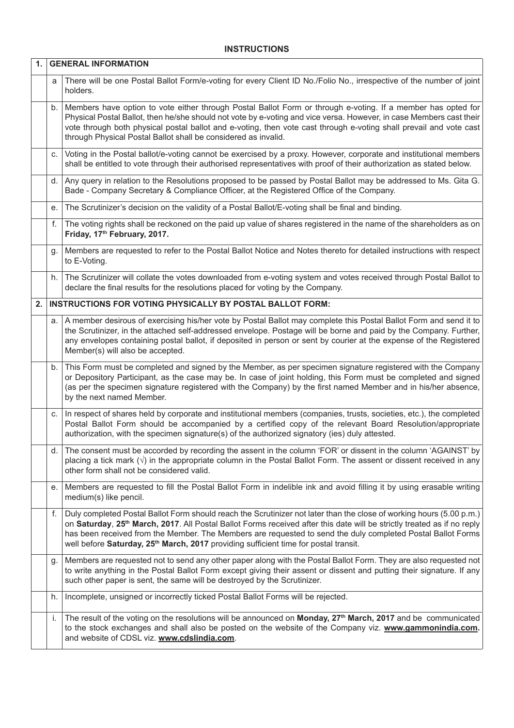# INSTRUCTIONS

| | | |
|---|---|---|
| **1.** | **GENERAL INFORMATION** | |
| | a | There will be one Postal Ballot Form/e-voting for every Client ID No./Folio No., irrespective of the number of joint holders. |
| | b. | Members have option to vote either through Postal Ballot Form or through e-voting. If a member has opted for Physical Postal Ballot, then he/she should not vote by e-voting and vice versa. However, in case Members cast their vote through both physical postal ballot and e-voting, then vote cast through e-voting shall prevail and vote cast through Physical Postal Ballot shall be considered as invalid. |
| | c. | Voting in the Postal ballot/e-voting cannot be exercised by a proxy. However, corporate and institutional members shall be entitled to vote through their authorised representatives with proof of their authorization as stated below. |
| | d. | Any query in relation to the Resolutions proposed to be passed by Postal Ballot may be addressed to Ms. Gita G. Bade - Company Secretary & Compliance Officer, at the Registered Office of the Company. |
| | e. | The Scrutinizer's decision on the validity of a Postal Ballot/E-voting shall be final and binding. |
| | f. | The voting rights shall be reckoned on the paid up value of shares registered in the name of the shareholders as on **Friday, 17th February, 2017.** |
| | g. | Members are requested to refer to the Postal Ballot Notice and Notes thereto for detailed instructions with respect to E-Voting. |
| | h. | The Scrutinizer will collate the votes downloaded from e-voting system and votes received through Postal Ballot to declare the final results for the resolutions placed for voting by the Company. |
| **2.** | **INSTRUCTIONS FOR VOTING PHYSICALLY BY POSTAL BALLOT FORM:** | |
| | a. | A member desirous of exercising his/her vote by Postal Ballot may complete this Postal Ballot Form and send it to the Scrutinizer, in the attached self-addressed envelope. Postage will be borne and paid by the Company. Further, any envelopes containing postal ballot, if deposited in person or sent by courier at the expense of the Registered Member(s) will also be accepted. |
| | b. | This Form must be completed and signed by the Member, as per specimen signature registered with the Company or Depository Participant, as the case may be. In case of joint holding, this Form must be completed and signed (as per the specimen signature registered with the Company) by the first named Member and in his/her absence, by the next named Member. |
| | c. | In respect of shares held by corporate and institutional members (companies, trusts, societies, etc.), the completed Postal Ballot Form should be accompanied by a certified copy of the relevant Board Resolution/appropriate authorization, with the specimen signature(s) of the authorized signatory (ies) duly attested. |
| | d. | The consent must be accorded by recording the assent in the column 'FOR' or dissent in the column 'AGAINST' by placing a tick mark (√) in the appropriate column in the Postal Ballot Form. The assent or dissent received in any other form shall not be considered valid. |
| | e. | Members are requested to fill the Postal Ballot Form in indelible ink and avoid filling it by using erasable writing medium(s) like pencil. |
| | f. | Duly completed Postal Ballot Form should reach the Scrutinizer not later than the close of working hours (5.00 p.m.) on **Saturday**, **25th March, 2017**. All Postal Ballot Forms received after this date will be strictly treated as if no reply has been received from the Member. The Members are requested to send the duly completed Postal Ballot Forms well before **Saturday, 25th March, 2017** providing sufficient time for postal transit. |
| | g. | Members are requested not to send any other paper along with the Postal Ballot Form. They are also requested not to write anything in the Postal Ballot Form except giving their assent or dissent and putting their signature. If any such other paper is sent, the same will be destroyed by the Scrutinizer. |
| | h. | Incomplete, unsigned or incorrectly ticked Postal Ballot Forms will be rejected. |
| | i. | The result of the voting on the resolutions will be announced on **Monday, 27th March, 2017** and be communicated to the stock exchanges and shall also be posted on the website of the Company viz. **www.gammonindia.com.** and website of CDSL viz. **www.cdslindia.com**. |